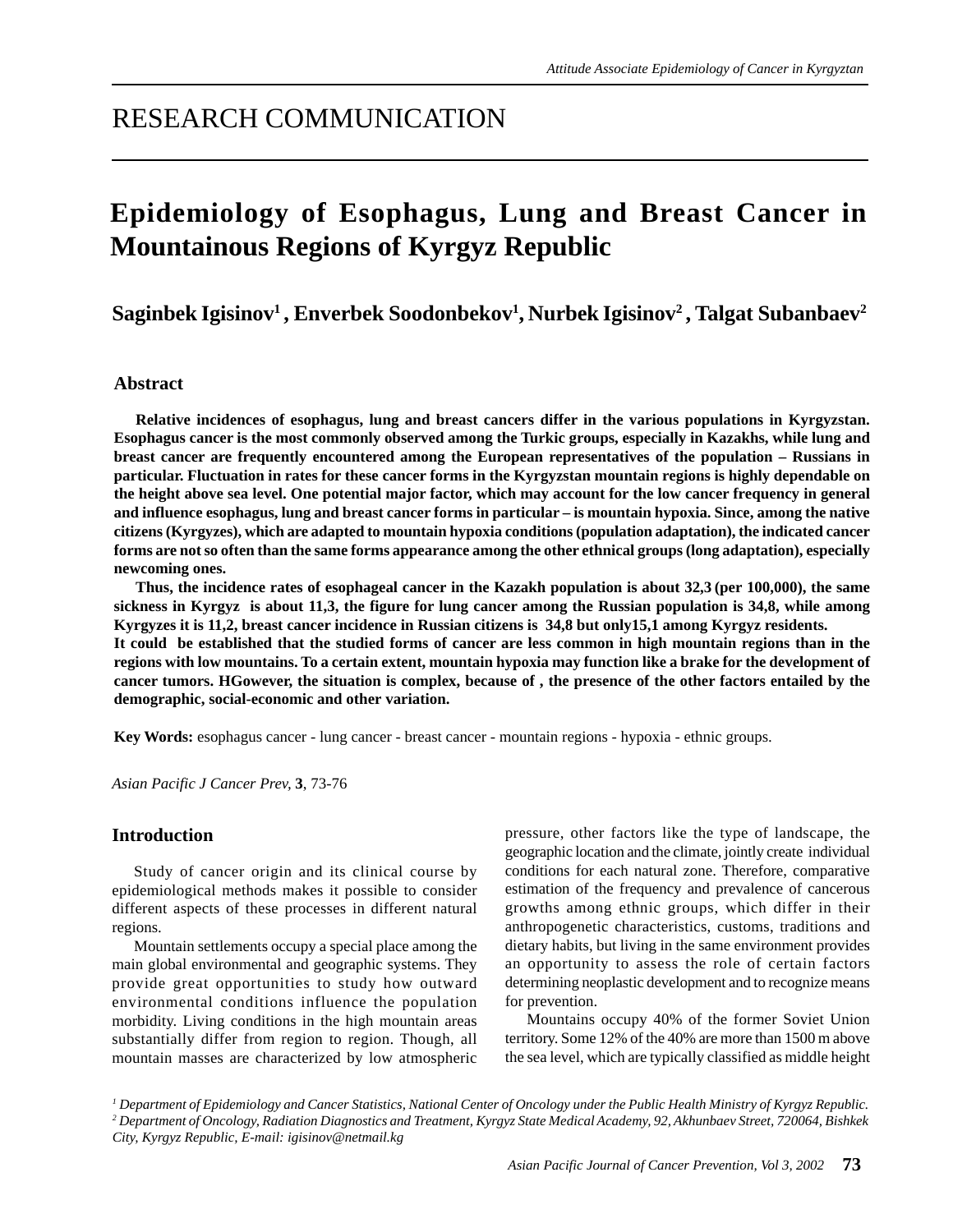RESEARCH COMMUNICATION

# Epidemiology of Esophagus, Lung and Breast Cancer in Mountainous Regions of Kyrgyz Republic

**Saginbek Igisinov[1] , Enverbek Soodonbekov[1], Nurbek Igisinov[2] , Talgat Subanbaev[2]**

## Abstract

**Relative incidences of esophagus, lung and breast cancers differ in the various populations in Kyrgyzstan. Esophagus cancer is the most commonly observed among the Turkic groups, especially in Kazakhs, while lung and breast cancer are frequently encountered among the European representatives of the population – Russians in particular. Fluctuation in rates for these cancer forms in the Kyrgyzstan mountain regions is highly dependable on the height above sea level. One potential major factor, which may account for the low cancer frequency in general and influence esophagus, lung and breast cancer forms in particular – is mountain hypoxia. Since, among the native citizens (Kyrgyzes), which are adapted to mountain hypoxia conditions (population adaptation), the indicated cancer forms are not so often than the same forms appearance among the other ethnical groups (long adaptation), especially newcoming ones.**

**Thus, the incidence rates of esophageal cancer in the Kazakh population is about 32,3 (per 100,000), the same sickness in Kyrgyz is about 11,3, the figure for lung cancer among the Russian population is 34,8, while among Kyrgyzes it is 11,2, breast cancer incidence in Russian citizens is 34,8 but only15,1 among Kyrgyz residents.**

**It could be established that the studied forms of cancer are less common in high mountain regions than in the regions with low mountains. To a certain extent, mountain hypoxia may function like a brake for the development of cancer tumors. HGowever, the situation is complex, because of , the presence of the other factors entailed by the demographic, social-economic and other variation.**

**Key Words:** esophagus cancer - lung cancer - breast cancer - mountain regions - hypoxia - ethnic groups.

*Asian Pacific J Cancer Prev,* **3**, 73-76

## Introduction

Study of cancer origin and its clinical course by epidemiological methods makes it possible to consider different aspects of these processes in different natural regions.

Mountain settlements occupy a special place among the main global environmental and geographic systems. They provide great opportunities to study how outward environmental conditions influence the population morbidity. Living conditions in the high mountain areas substantially differ from region to region. Though, all mountain masses are characterized by low atmospheric pressure, other factors like the type of landscape, the geographic location and the climate, jointly create individual conditions for each natural zone. Therefore, comparative estimation of the frequency and prevalence of cancerous growths among ethnic groups, which differ in their anthropogenetic characteristics, customs, traditions and dietary habits, but living in the same environment provides an opportunity to assess the role of certain factors determining neoplastic development and to recognize means for prevention.

Mountains occupy 40% of the former Soviet Union territory. Some 12% of the 40% are more than 1500 m above the sea level, which are typically classified as middle height

*[1] Department of Epidemiology and Cancer Statistics, National Center of Oncology under the Public Health Ministry of Kyrgyz Republic.*
*[2] Department of Oncology, Radiation Diagnostics and Treatment, Kyrgyz State Medical Academy, 92, Akhunbaev Street, 720064, Bishkek City, Kyrgyz Republic, E-mail: igisinov@netmail.kg*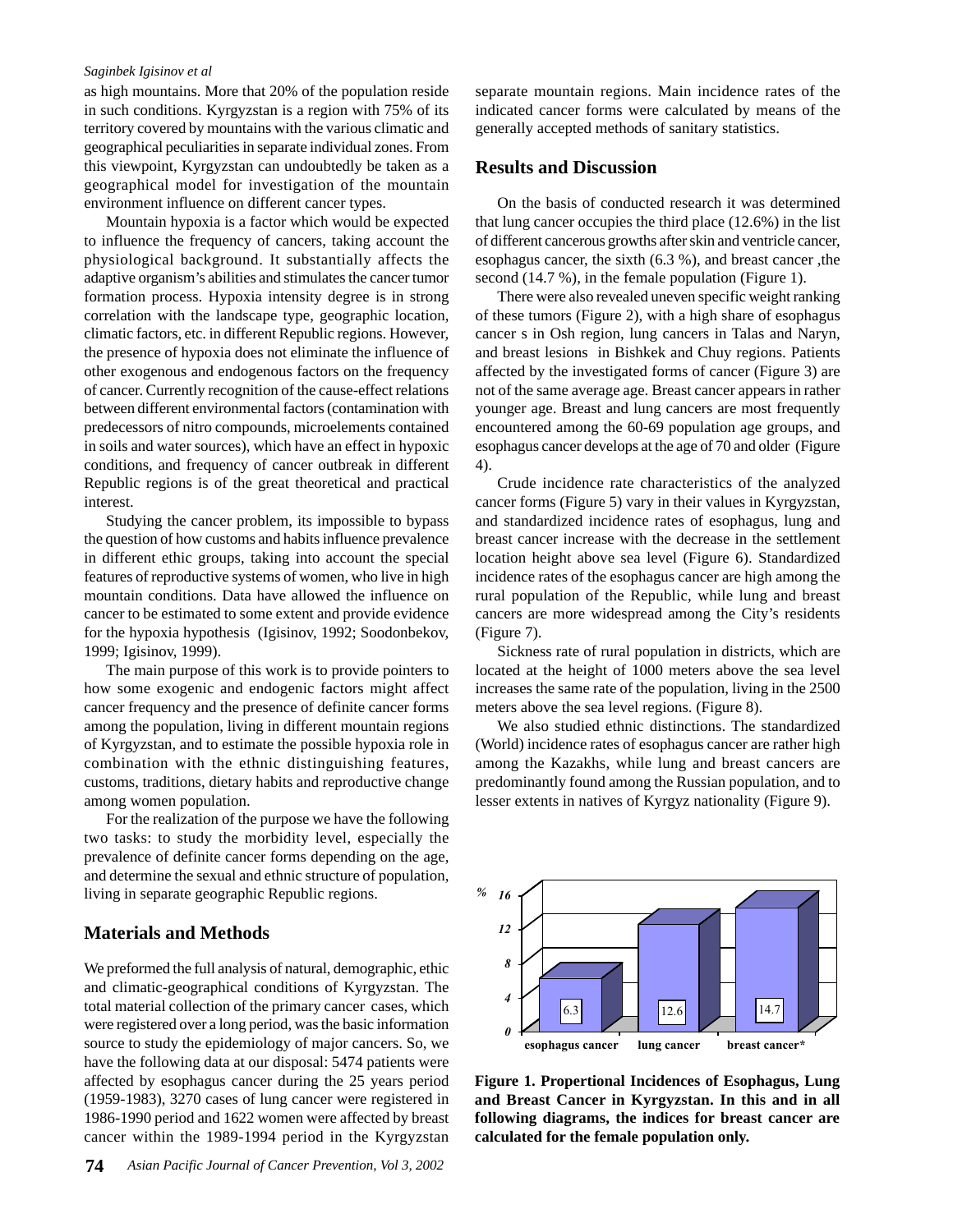as high mountains. More that 20% of the population reside in such conditions. Kyrgyzstan is a region with 75% of its territory covered by mountains with the various climatic and geographical peculiarities in separate individual zones. From this viewpoint, Kyrgyzstan can undoubtedly be taken as a geographical model for investigation of the mountain environment influence on different cancer types.

Mountain hypoxia is a factor which would be expected to influence the frequency of cancers, taking account the physiological background. It substantially affects the adaptive organism's abilities and stimulates the cancer tumor formation process. Hypoxia intensity degree is in strong correlation with the landscape type, geographic location, climatic factors, etc. in different Republic regions. However, the presence of hypoxia does not eliminate the influence of other exogenous and endogenous factors on the frequency of cancer. Currently recognition of the cause-effect relations between different environmental factors (contamination with predecessors of nitro compounds, microelements contained in soils and water sources), which have an effect in hypoxic conditions, and frequency of cancer outbreak in different Republic regions is of the great theoretical and practical interest.

Studying the cancer problem, its impossible to bypass the question of how customs and habits influence prevalence in different ethic groups, taking into account the special features of reproductive systems of women, who live in high mountain conditions. Data have allowed the influence on cancer to be estimated to some extent and provide evidence for the hypoxia hypothesis (Igisinov, 1992; Soodonbekov, 1999; Igisinov, 1999).

The main purpose of this work is to provide pointers to how some exogenic and endogenic factors might affect cancer frequency and the presence of definite cancer forms among the population, living in different mountain regions of Kyrgyzstan, and to estimate the possible hypoxia role in combination with the ethnic distinguishing features, customs, traditions, dietary habits and reproductive change among women population.

For the realization of the purpose we have the following two tasks: to study the morbidity level, especially the prevalence of definite cancer forms depending on the age, and determine the sexual and ethnic structure of population, living in separate geographic Republic regions.

## Materials and Methods

We preformed the full analysis of natural, demographic, ethic and climatic-geographical conditions of Kyrgyzstan. The total material collection of the primary cancer cases, which were registered over a long period, was the basic information source to study the epidemiology of major cancers. So, we have the following data at our disposal: 5474 patients were affected by esophagus cancer during the 25 years period (1959-1983), 3270 cases of lung cancer were registered in 1986-1990 period and 1622 women were affected by breast cancer within the 1989-1994 period in the Kyrgyzstan separate mountain regions. Main incidence rates of the indicated cancer forms were calculated by means of the generally accepted methods of sanitary statistics.

## Results and Discussion

On the basis of conducted research it was determined that lung cancer occupies the third place (12.6%) in the list of different cancerous growths after skin and ventricle cancer, esophagus cancer, the sixth (6.3 %), and breast cancer ,the second (14.7 %), in the female population (Figure 1).

There were also revealed uneven specific weight ranking of these tumors (Figure 2), with a high share of esophagus cancer s in Osh region, lung cancers in Talas and Naryn, and breast lesions in Bishkek and Chuy regions. Patients affected by the investigated forms of cancer (Figure 3) are not of the same average age. Breast cancer appears in rather younger age. Breast and lung cancers are most frequently encountered among the 60-69 population age groups, and esophagus cancer develops at the age of 70 and older (Figure 4).

Crude incidence rate characteristics of the analyzed cancer forms (Figure 5) vary in their values in Kyrgyzstan, and standardized incidence rates of esophagus, lung and breast cancer increase with the decrease in the settlement location height above sea level (Figure 6). Standardized incidence rates of the esophagus cancer are high among the rural population of the Republic, while lung and breast cancers are more widespread among the City's residents (Figure 7).

Sickness rate of rural population in districts, which are located at the height of 1000 meters above the sea level increases the same rate of the population, living in the 2500 meters above the sea level regions. (Figure 8).

We also studied ethnic distinctions. The standardized (World) incidence rates of esophagus cancer are rather high among the Kazakhs, while lung and breast cancers are predominantly found among the Russian population, and to lesser extents in natives of Kyrgyz nationality (Figure 9).

| | esophagus cancer | lung cancer | breast cancer* |
|---|---|---|---|
| % | 6.3 | 12.6 | 14.7 |

**Figure 1. Propertional Incidences of Esophagus, Lung and Breast Cancer in Kyrgyzstan. In this and in all following diagrams, the indices for breast cancer are calculated for the female population only.**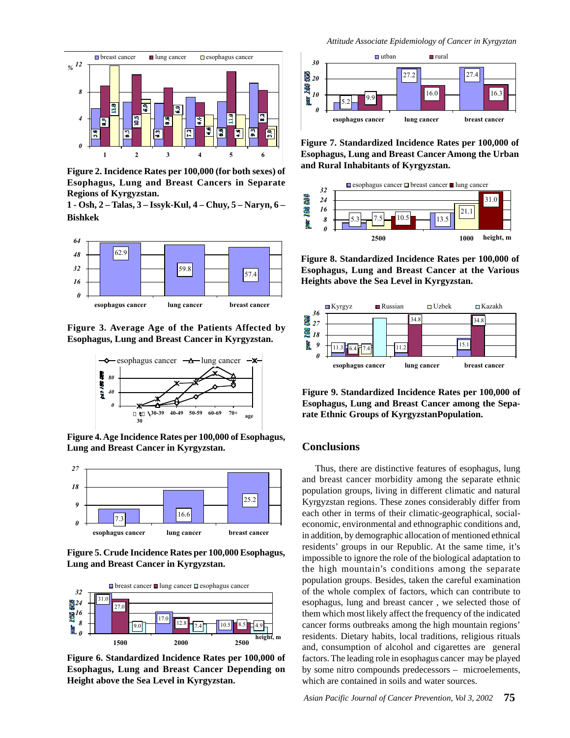**Figure 2. Incidence Rates per 100,000 (for both sexes) of Esophagus, Lung and Breast Cancers in Separate Regions of Kyrgyzstan.**
**1 - Osh, 2 – Talas, 3 – Issyk-Kul, 4 – Chuy, 5 – Naryn, 6 – Bishkek**

**Figure 3. Average Age of the Patients Affected by Esophagus, Lung and Breast Cancer in Kyrgyzstan.**

**Figure 4. Age Incidence Rates per 100,000 of Esophagus, Lung and Breast Cancer in Kyrgyzstan.**

**Figure 5. Crude Incidence Rates per 100,000 Esophagus, Lung and Breast Cancer in Kyrgyzstan.**

**Figure 6. Standardized Incidence Rates per 100,000 of Esophagus, Lung and Breast Cancer Depending on Height above the Sea Level in Kyrgyzstan.**

**Figure 7. Standardized Incidence Rates per 100,000 of Esophagus, Lung and Breast Cancer Among the Urban and Rural Inhabitants of Kyrgyzstan.**

**Figure 8. Standardized Incidence Rates per 100,000 of Esophagus, Lung and Breast Cancer at the Various Heights above the Sea Level in Kyrgyzstan.**

**Figure 9. Standardized Incidence Rates per 100,000 of Esophagus, Lung and Breast Cancer among the Separate Ethnic Groups of KyrgyzstanPopulation.**

## Conclusions

Thus, there are distinctive features of esophagus, lung and breast cancer morbidity among the separate ethnic population groups, living in different climatic and natural Kyrgyzstan regions. These zones considerably differ from each other in terms of their climatic-geographical, social-economic, environmental and ethnographic conditions and, in addition, by demographic allocation of mentioned ethnical residents' groups in our Republic. At the same time, it's impossible to ignore the role of the biological adaptation to the high mountain's conditions among the separate population groups. Besides, taken the careful examination of the whole complex of factors, which can contribute to esophagus, lung and breast cancer , we selected those of them which most likely affect the frequency of the indicated cancer forms outbreaks among the high mountain regions' residents. Dietary habits, local traditions, religious rituals and, consumption of alcohol and cigarettes are general factors. The leading role in esophagus cancer may be played by some nitro compounds predecessors – microelements, which are contained in soils and water sources.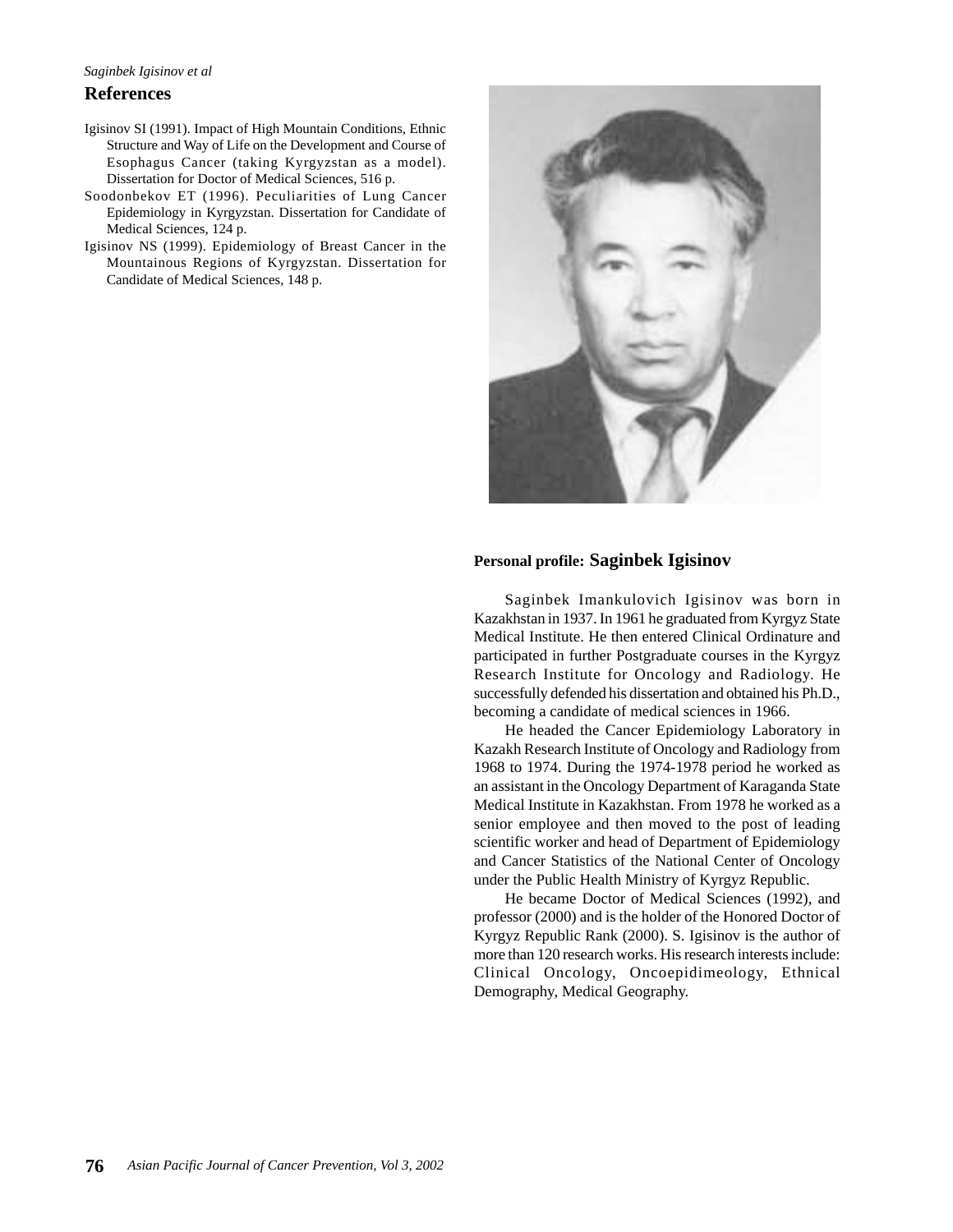## References

Igisinov SI (1991). Impact of High Mountain Conditions, Ethnic Structure and Way of Life on the Development and Course of Esophagus Cancer (taking Kyrgyzstan as a model). Dissertation for Doctor of Medical Sciences, 516 p.

Soodonbekov ET (1996). Peculiarities of Lung Cancer Epidemiology in Kyrgyzstan. Dissertation for Candidate of Medical Sciences, 124 p.

Igisinov NS (1999). Epidemiology of Breast Cancer in the Mountainous Regions of Kyrgyzstan. Dissertation for Candidate of Medical Sciences, 148 p.

### Personal profile: Saginbek Igisinov

Saginbek Imankulovich Igisinov was born in Kazakhstan in 1937. In 1961 he graduated from Kyrgyz State Medical Institute. He then entered Clinical Ordinature and participated in further Postgraduate courses in the Kyrgyz Research Institute for Oncology and Radiology. He successfully defended his dissertation and obtained his Ph.D., becoming a candidate of medical sciences in 1966.

He headed the Cancer Epidemiology Laboratory in Kazakh Research Institute of Oncology and Radiology from 1968 to 1974. During the 1974-1978 period he worked as an assistant in the Oncology Department of Karaganda State Medical Institute in Kazakhstan. From 1978 he worked as a senior employee and then moved to the post of leading scientific worker and head of Department of Epidemiology and Cancer Statistics of the National Center of Oncology under the Public Health Ministry of Kyrgyz Republic.

He became Doctor of Medical Sciences (1992), and professor (2000) and is the holder of the Honored Doctor of Kyrgyz Republic Rank (2000). S. Igisinov is the author of more than 120 research works. His research interests include: Clinical Oncology, Oncoepidimeology, Ethnical Demography, Medical Geography.